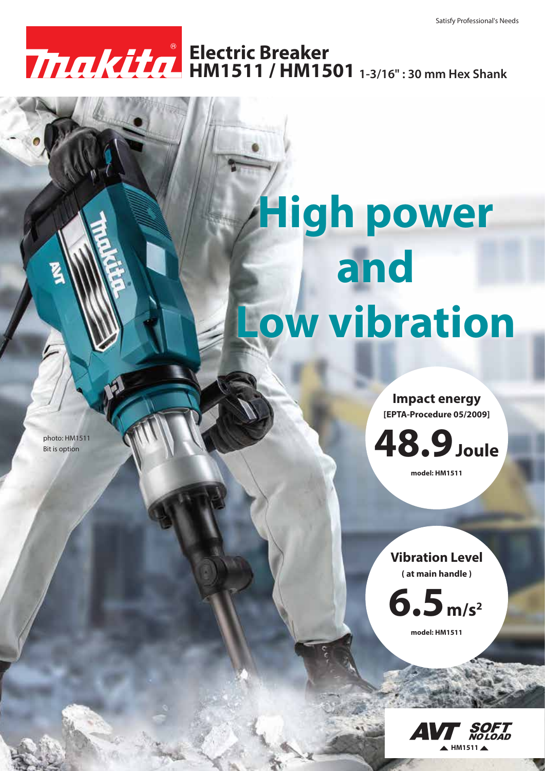Satisfy Professional's Needs

# Electric Breaker
# HM1511 / HM1501 1-3/16" : 30 mm Hex Shank

# High power and Low vibration

photo: HM1511
Bit is option

**Impact energy**
**[EPTA-Procedure 05/2009]**

**48.9 Joule**

model: HM1511

**Vibration Level**
**( at main handle )**

**6.5 $m/s^2$**

model: HM1511

AVT SOFT NO LOAD
▲ HM1511 ▲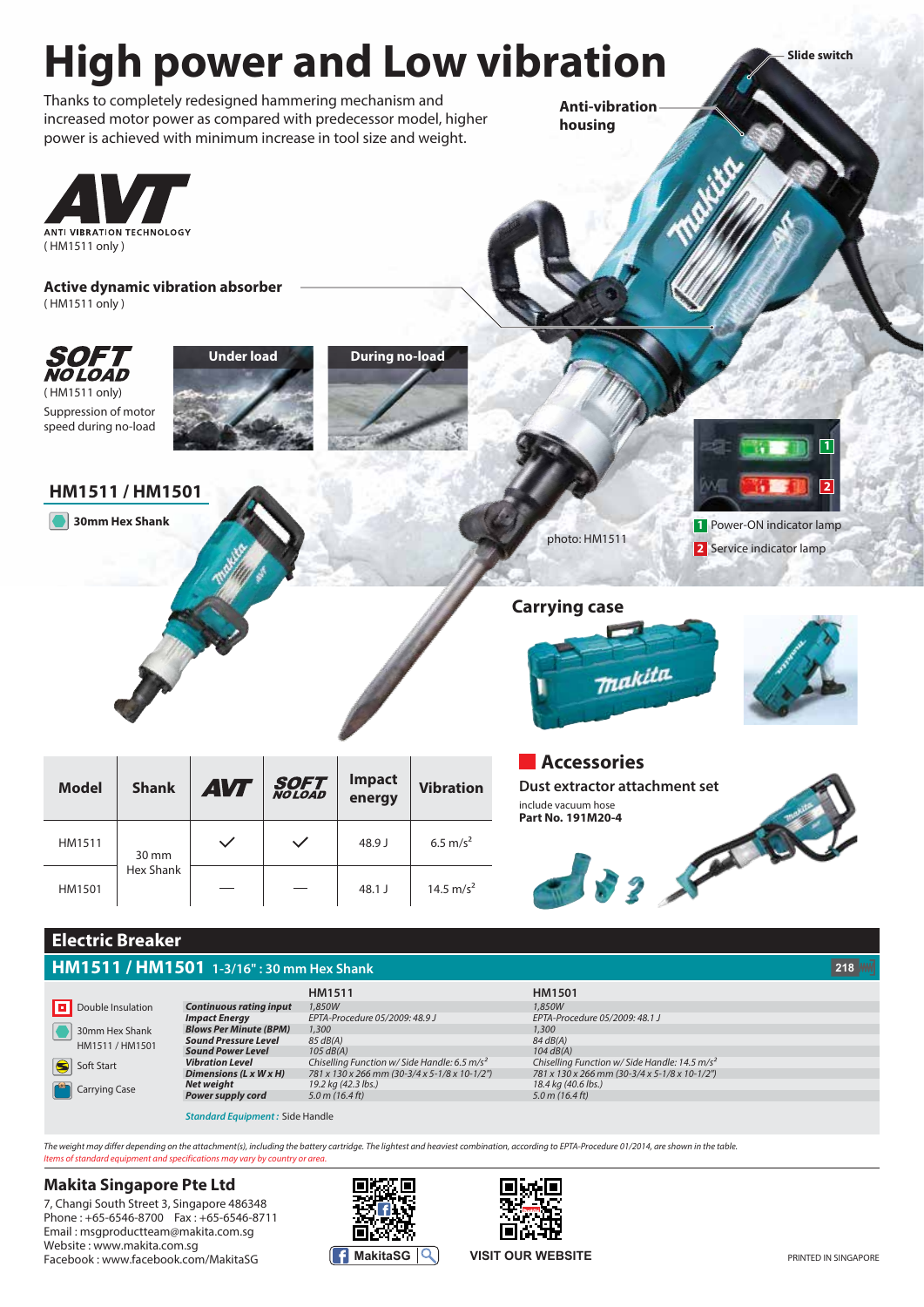# High power and Low vibration

Thanks to completely redesigned hammering mechanism and increased motor power as compared with predecessor model, higher power is achieved with minimum increase in tool size and weight.

AVT ANTI VIBRATION TECHNOLOGY
( HM1511 only )

Slide switch

Anti-vibration housing

**Active dynamic vibration absorber**
( HM1511 only )

SOFT NO LOAD
( HM1511 only)
Suppression of motor speed during no-load

Under load

During no-load

## HM1511 / HM1501

**30mm Hex Shank**

photo: HM1511

1 Power-ON indicator lamp
2 Service indicator lamp

## Carrying case

| Model | Shank | AVT | SOFT NO LOAD | Impact energy | Vibration |
|---|---|---|---|---|---|
| HM1511 | 30 mm Hex Shank | ✓ | ✓ | 48.9 J | 6.5 m/s² |
| HM1501 | | — | — | 48.1 J | 14.5 m/s² |

## Accessories

**Dust extractor attachment set**
include vacuum hose
**Part No. 191M20-4**

## Electric Breaker

## HM1511 / HM1501 1-3/16" : 30 mm Hex Shank

218

- Double Insulation
- 30mm Hex Shank HM1511 / HM1501
- Soft Start
- Carrying Case

| | HM1511 | HM1501 |
|---|---|---|
| Continuous rating input | 1,850W | 1,850W |
| Impact Energy | EPTA-Procedure 05/2009: 48.9 J | EPTA-Procedure 05/2009: 48.1 J |
| Blows Per Minute (BPM) | 1,300 | 1,300 |
| Sound Pressure Level | 85 dB(A) | 84 dB(A) |
| Sound Power Level | 105 dB(A) | 104 dB(A) |
| Vibration Level | Chiselling Function w/ Side Handle: 6.5 m/s² | Chiselling Function w/ Side Handle: 14.5 m/s² |
| Dimensions (L x W x H) | 781 x 130 x 266 mm (30-3/4 x 5-1/8 x 10-1/2") | 781 x 130 x 266 mm (30-3/4 x 5-1/8 x 10-1/2") |
| Net weight | 19.2 kg (42.3 lbs.) | 18.4 kg (40.6 lbs.) |
| Power supply cord | 5.0 m (16.4 ft) | 5.0 m (16.4 ft) |

*Standard Equipment :* Side Handle

*The weight may differ depending on the attachment(s), including the battery cartridge. The lightest and heaviest combination, according to EPTA-Procedure 01/2014, are shown in the table.*
*Items of standard equipment and specifications may vary by country or area.*

**Makita Singapore Pte Ltd**
7, Changi South Street 3, Singapore 486348
Phone : +65-6546-8700 Fax : +65-6546-8711
Email : msgproductteam@makita.com.sg
Website : www.makita.com.sg
Facebook : www.facebook.com/MakitaSG

MakitaSG

VISIT OUR WEBSITE

PRINTED IN SINGAPORE